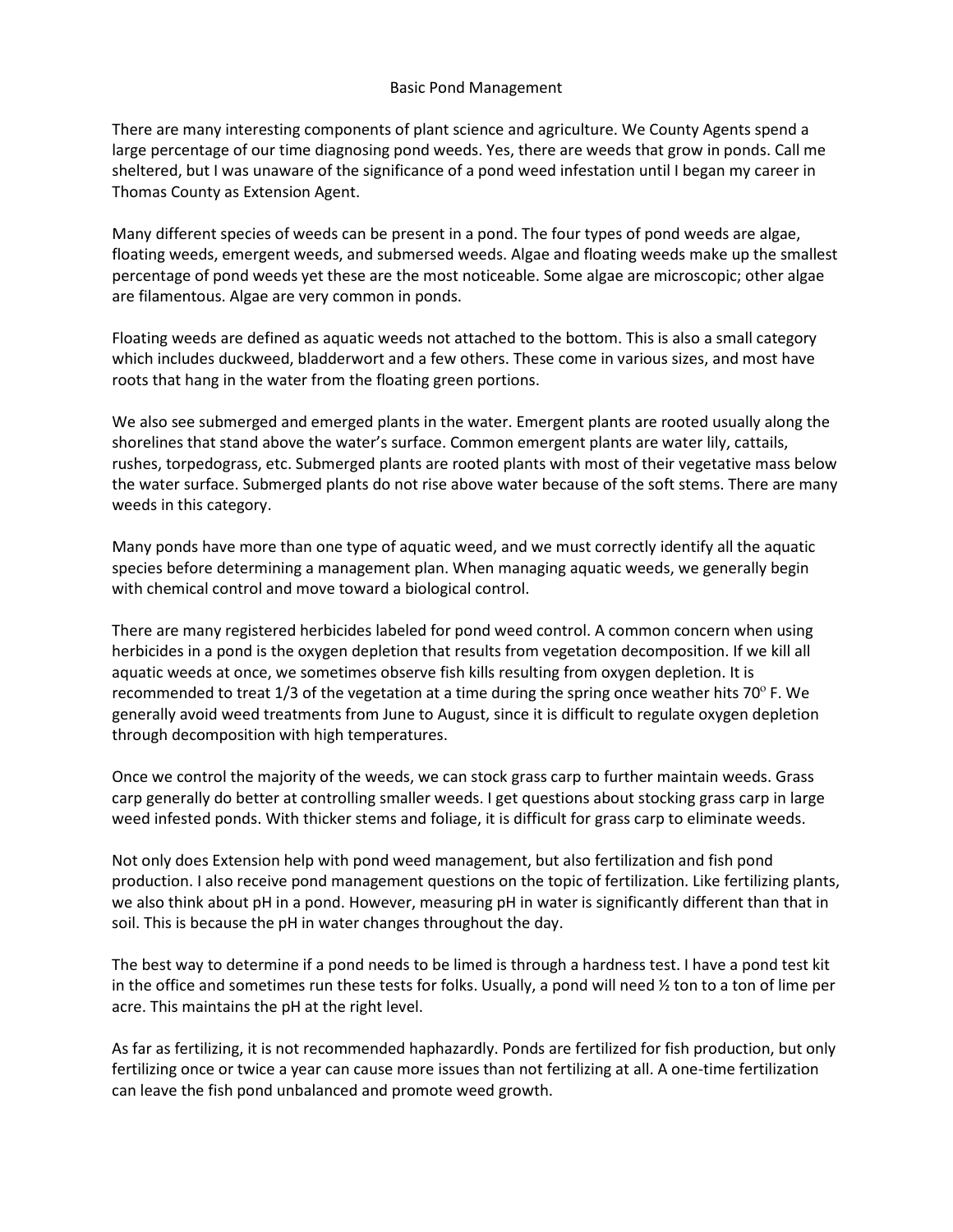# Basic Pond Management

There are many interesting components of plant science and agriculture. We County Agents spend a large percentage of our time diagnosing pond weeds. Yes, there are weeds that grow in ponds. Call me sheltered, but I was unaware of the significance of a pond weed infestation until I began my career in Thomas County as Extension Agent.

Many different species of weeds can be present in a pond. The four types of pond weeds are algae, floating weeds, emergent weeds, and submersed weeds. Algae and floating weeds make up the smallest percentage of pond weeds yet these are the most noticeable. Some algae are microscopic; other algae are filamentous. Algae are very common in ponds.

Floating weeds are defined as aquatic weeds not attached to the bottom. This is also a small category which includes duckweed, bladderwort and a few others. These come in various sizes, and most have roots that hang in the water from the floating green portions.

We also see submerged and emerged plants in the water. Emergent plants are rooted usually along the shorelines that stand above the water's surface. Common emergent plants are water lily, cattails, rushes, torpedograss, etc. Submerged plants are rooted plants with most of their vegetative mass below the water surface. Submerged plants do not rise above water because of the soft stems. There are many weeds in this category.

Many ponds have more than one type of aquatic weed, and we must correctly identify all the aquatic species before determining a management plan. When managing aquatic weeds, we generally begin with chemical control and move toward a biological control.

There are many registered herbicides labeled for pond weed control. A common concern when using herbicides in a pond is the oxygen depletion that results from vegetation decomposition. If we kill all aquatic weeds at once, we sometimes observe fish kills resulting from oxygen depletion. It is recommended to treat 1/3 of the vegetation at a time during the spring once weather hits 70$^{o}$ F. We generally avoid weed treatments from June to August, since it is difficult to regulate oxygen depletion through decomposition with high temperatures.

Once we control the majority of the weeds, we can stock grass carp to further maintain weeds. Grass carp generally do better at controlling smaller weeds. I get questions about stocking grass carp in large weed infested ponds. With thicker stems and foliage, it is difficult for grass carp to eliminate weeds.

Not only does Extension help with pond weed management, but also fertilization and fish pond production. I also receive pond management questions on the topic of fertilization. Like fertilizing plants, we also think about pH in a pond. However, measuring pH in water is significantly different than that in soil. This is because the pH in water changes throughout the day.

The best way to determine if a pond needs to be limed is through a hardness test. I have a pond test kit in the office and sometimes run these tests for folks. Usually, a pond will need ½ ton to a ton of lime per acre. This maintains the pH at the right level.

As far as fertilizing, it is not recommended haphazardly. Ponds are fertilized for fish production, but only fertilizing once or twice a year can cause more issues than not fertilizing at all. A one-time fertilization can leave the fish pond unbalanced and promote weed growth.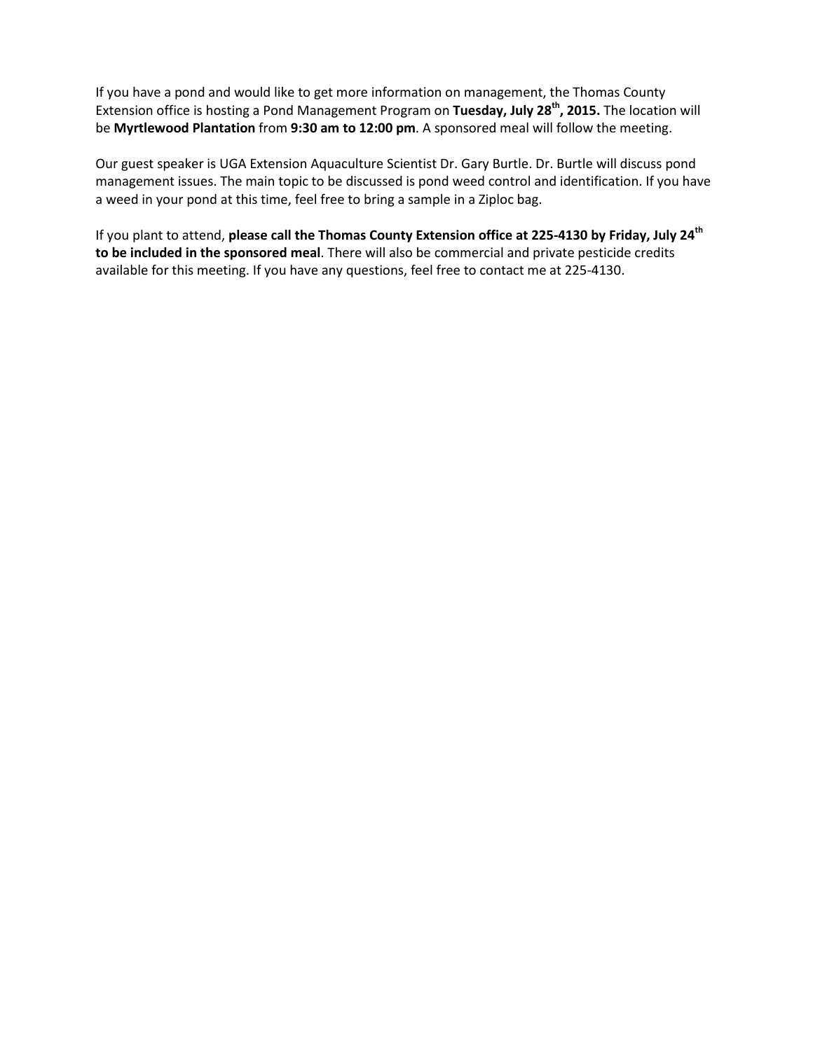If you have a pond and would like to get more information on management, the Thomas County Extension office is hosting a Pond Management Program on **Tuesday, July 28th, 2015.** The location will be **Myrtlewood Plantation** from **9:30 am to 12:00 pm**. A sponsored meal will follow the meeting.

Our guest speaker is UGA Extension Aquaculture Scientist Dr. Gary Burtle. Dr. Burtle will discuss pond management issues. The main topic to be discussed is pond weed control and identification. If you have a weed in your pond at this time, feel free to bring a sample in a Ziploc bag.

If you plant to attend, **please call the Thomas County Extension office at 225-4130 by Friday, July 24th to be included in the sponsored meal**. There will also be commercial and private pesticide credits available for this meeting. If you have any questions, feel free to contact me at 225-4130.